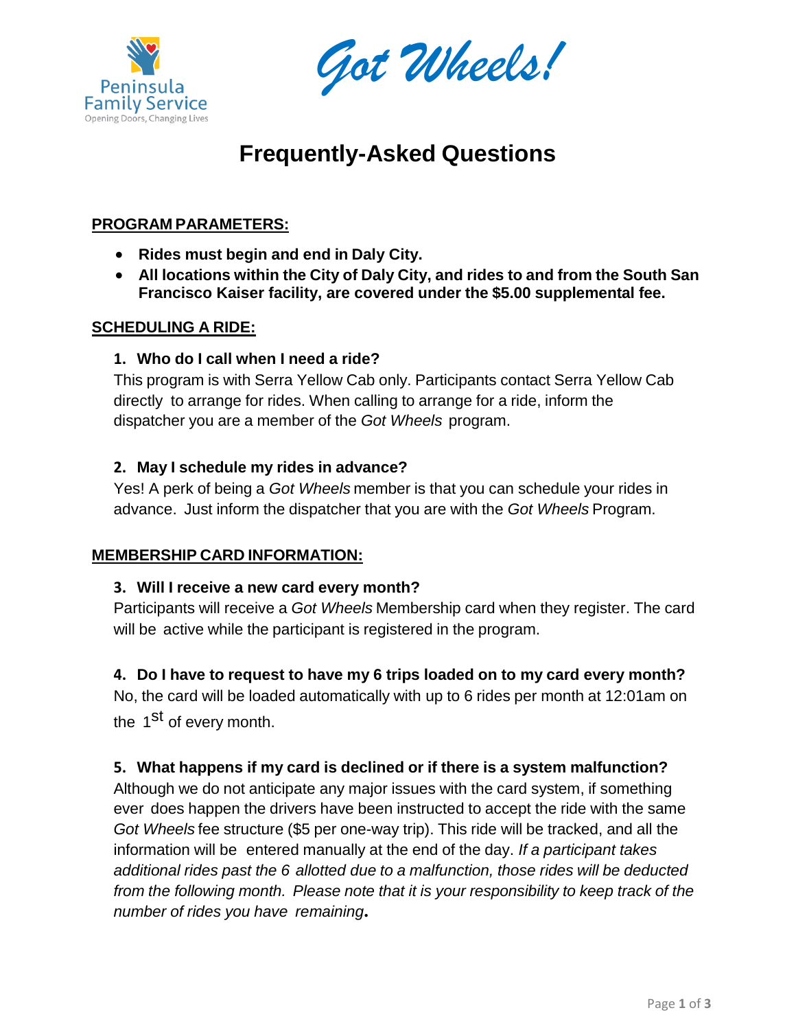Peninsula Family Service

Opening Doors, Changing Lives

*Got Wheels!*

# Frequently-Asked Questions

## PROGRAM PARAMETERS:

- **Rides must begin and end in Daly City.**
- **All locations within the City of Daly City, and rides to and from the South San Francisco Kaiser facility, are covered under the $5.00 supplemental fee.**

## SCHEDULING A RIDE:

**1. Who do I call when I need a ride?**

This program is with Serra Yellow Cab only. Participants contact Serra Yellow Cab directly to arrange for rides. When calling to arrange for a ride, inform the dispatcher you are a member of the *Got Wheels* program.

**2. May I schedule my rides in advance?**

Yes! A perk of being a *Got Wheels* member is that you can schedule your rides in advance. Just inform the dispatcher that you are with the *Got Wheels* Program.

## MEMBERSHIP CARD INFORMATION:

**3. Will I receive a new card every month?**

Participants will receive a *Got Wheels* Membership card when they register. The card will be active while the participant is registered in the program.

**4. Do I have to request to have my 6 trips loaded on to my card every month?**

No, the card will be loaded automatically with up to 6 rides per month at 12:01am on the 1st of every month.

**5. What happens if my card is declined or if there is a system malfunction?**

Although we do not anticipate any major issues with the card system, if something ever does happen the drivers have been instructed to accept the ride with the same *Got Wheels* fee structure ($5 per one-way trip). This ride will be tracked, and all the information will be entered manually at the end of the day. *If a participant takes additional rides past the 6 allotted due to a malfunction, those rides will be deducted from the following month. Please note that it is your responsibility to keep track of the number of rides you have remaining***.**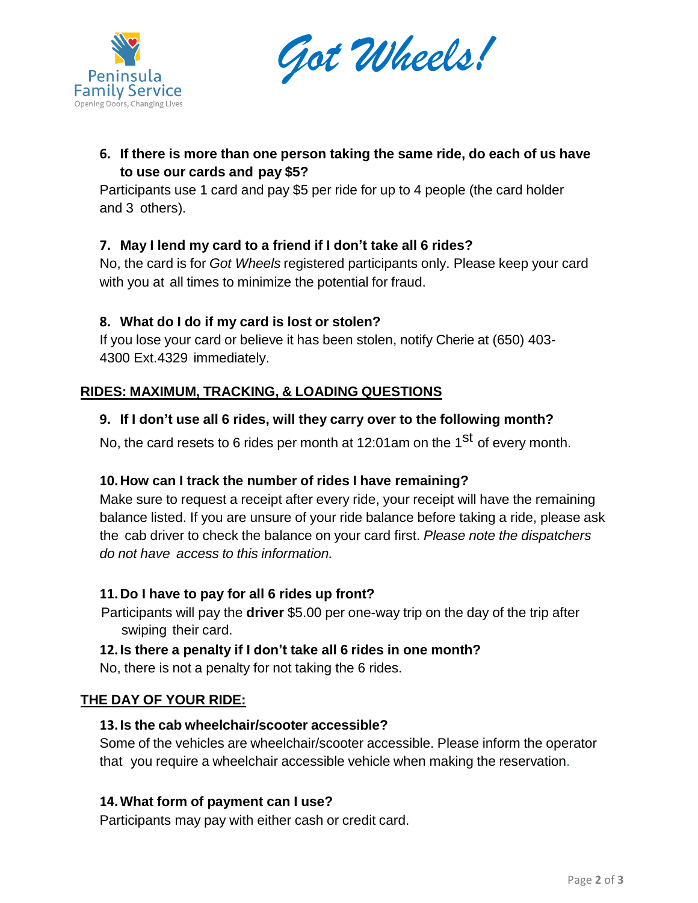Got Wheels!

6. **If there is more than one person taking the same ride, do each of us have to use our cards and pay $5?**

Participants use 1 card and pay $5 per ride for up to 4 people (the card holder and 3 others).

7. **May I lend my card to a friend if I don't take all 6 rides?**

No, the card is for *Got Wheels* registered participants only. Please keep your card with you at all times to minimize the potential for fraud.

8. **What do I do if my card is lost or stolen?**

If you lose your card or believe it has been stolen, notify Cherie at (650) 403-4300 Ext.4329 immediately.

## RIDES: MAXIMUM, TRACKING, & LOADING QUESTIONS

9. **If I don't use all 6 rides, will they carry over to the following month?**

No, the card resets to 6 rides per month at 12:01am on the 1st of every month.

10. **How can I track the number of rides I have remaining?**

Make sure to request a receipt after every ride, your receipt will have the remaining balance listed. If you are unsure of your ride balance before taking a ride, please ask the cab driver to check the balance on your card first. *Please note the dispatchers do not have access to this information.*

11. **Do I have to pay for all 6 rides up front?**

Participants will pay the **driver** $5.00 per one-way trip on the day of the trip after swiping their card.

12. **Is there a penalty if I don't take all 6 rides in one month?**

No, there is not a penalty for not taking the 6 rides.

## THE DAY OF YOUR RIDE:

13. **Is the cab wheelchair/scooter accessible?**

Some of the vehicles are wheelchair/scooter accessible. Please inform the operator that you require a wheelchair accessible vehicle when making the reservation.

14. **What form of payment can I use?**

Participants may pay with either cash or credit card.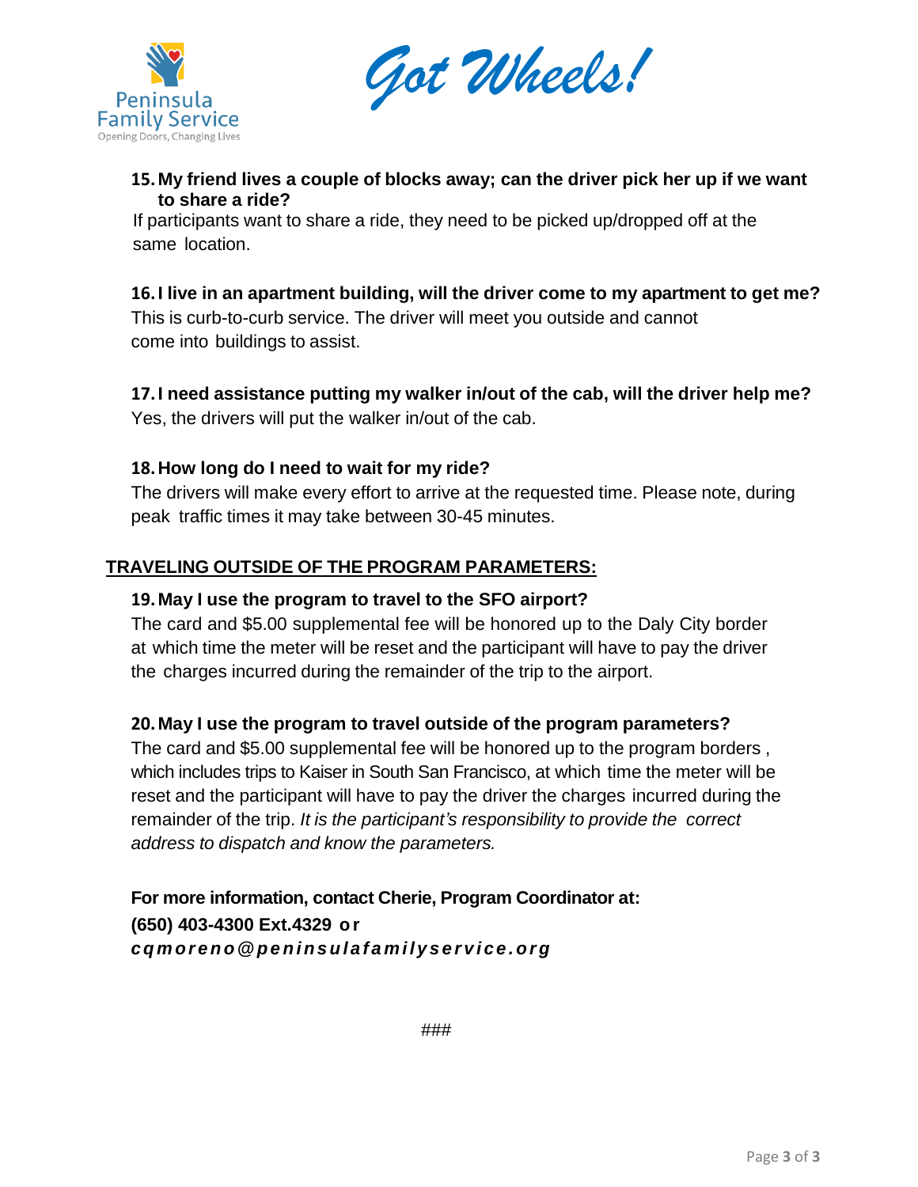Peninsula Family Service
Opening Doors, Changing Lives

# Got Wheels!

**15. My friend lives a couple of blocks away; can the driver pick her up if we want to share a ride?**

If participants want to share a ride, they need to be picked up/dropped off at the same location.

**16. I live in an apartment building, will the driver come to my apartment to get me?**

This is curb-to-curb service. The driver will meet you outside and cannot come into buildings to assist.

**17. I need assistance putting my walker in/out of the cab, will the driver help me?**

Yes, the drivers will put the walker in/out of the cab.

**18. How long do I need to wait for my ride?**

The drivers will make every effort to arrive at the requested time. Please note, during peak traffic times it may take between 30-45 minutes.

## TRAVELING OUTSIDE OF THE PROGRAM PARAMETERS:

**19. May I use the program to travel to the SFO airport?**

The card and $5.00 supplemental fee will be honored up to the Daly City border at which time the meter will be reset and the participant will have to pay the driver the charges incurred during the remainder of the trip to the airport.

**20. May I use the program to travel outside of the program parameters?**

The card and $5.00 supplemental fee will be honored up to the program borders , which includes trips to Kaiser in South San Francisco, at which time the meter will be reset and the participant will have to pay the driver the charges incurred during the remainder of the trip. *It is the participant's responsibility to provide the correct address to dispatch and know the parameters.*

**For more information, contact Cherie, Program Coordinator at:**
**(650) 403-4300 Ext.4329 or**
***cqmoreno@peninsulafamilyservice.org***

###